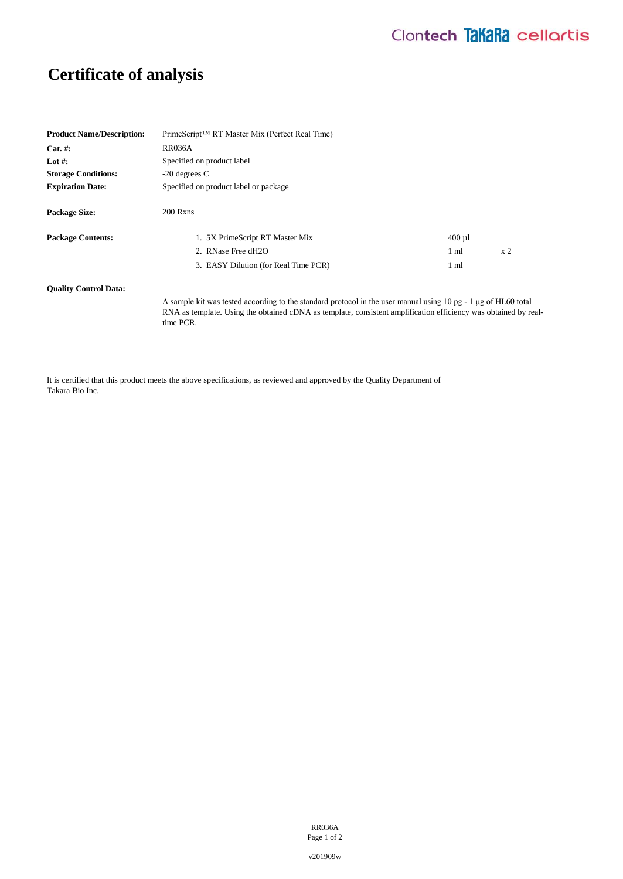# Certificate of analysis

**Product Name/Description:** PrimeScript™ RT Master Mix (Perfect Real Time)

**Cat. #:** RR036A

**Lot #:** Specified on product label

**Storage Conditions:** -20 degrees C

**Expiration Date:** Specified on product label or package

**Package Size:** 200 Rxns

**Package Contents:**

| | | |
|---|---|---|
| 1. 5X PrimeScript RT Master Mix | 400 µl | |
| 2. RNase Free dH2O | 1 ml | x 2 |
| 3. EASY Dilution (for Real Time PCR) | 1 ml | |

**Quality Control Data:**

A sample kit was tested according to the standard protocol in the user manual using 10 pg - 1 µg of HL60 total RNA as template. Using the obtained cDNA as template, consistent amplification efficiency was obtained by real-time PCR.

It is certified that this product meets the above specifications, as reviewed and approved by the Quality Department of Takara Bio Inc.

v201909w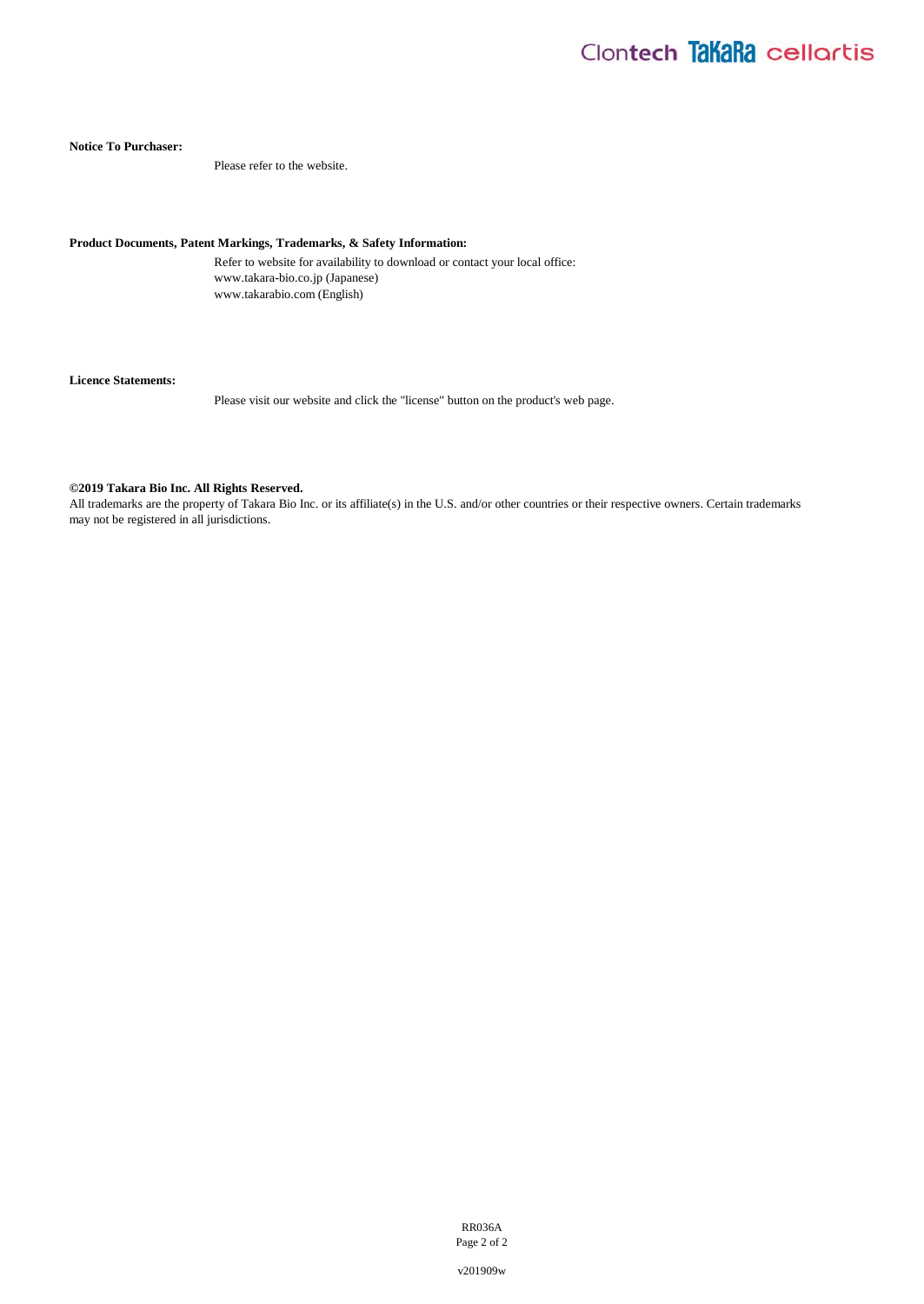**Notice To Purchaser:**

Please refer to the website.

**Product Documents, Patent Markings, Trademarks, & Safety Information:**

Refer to website for availability to download or contact your local office:
www.takara-bio.co.jp (Japanese)
www.takarabio.com (English)

**Licence Statements:**

Please visit our website and click the "license" button on the product's web page.

**©2019 Takara Bio Inc. All Rights Reserved.**
All trademarks are the property of Takara Bio Inc. or its affiliate(s) in the U.S. and/or other countries or their respective owners. Certain trademarks may not be registered in all jurisdictions.

RR036A

v201909w